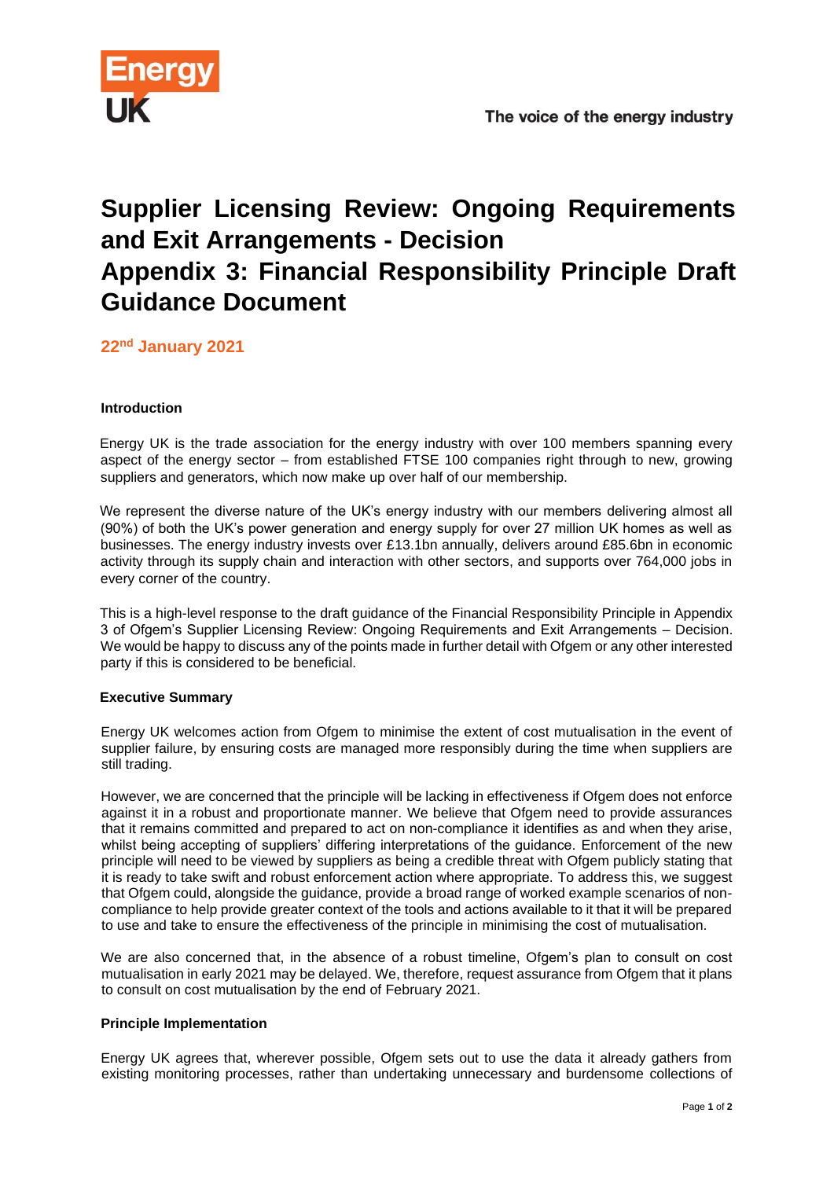Energy UK

The voice of the energy industry

# Supplier Licensing Review: Ongoing Requirements and Exit Arrangements - Decision
# Appendix 3: Financial Responsibility Principle Draft Guidance Document

**22nd January 2021**

### Introduction

Energy UK is the trade association for the energy industry with over 100 members spanning every aspect of the energy sector – from established FTSE 100 companies right through to new, growing suppliers and generators, which now make up over half of our membership.

We represent the diverse nature of the UK's energy industry with our members delivering almost all (90%) of both the UK's power generation and energy supply for over 27 million UK homes as well as businesses. The energy industry invests over £13.1bn annually, delivers around £85.6bn in economic activity through its supply chain and interaction with other sectors, and supports over 764,000 jobs in every corner of the country.

This is a high-level response to the draft guidance of the Financial Responsibility Principle in Appendix 3 of Ofgem's Supplier Licensing Review: Ongoing Requirements and Exit Arrangements – Decision. We would be happy to discuss any of the points made in further detail with Ofgem or any other interested party if this is considered to be beneficial.

### Executive Summary

Energy UK welcomes action from Ofgem to minimise the extent of cost mutualisation in the event of supplier failure, by ensuring costs are managed more responsibly during the time when suppliers are still trading.

However, we are concerned that the principle will be lacking in effectiveness if Ofgem does not enforce against it in a robust and proportionate manner. We believe that Ofgem need to provide assurances that it remains committed and prepared to act on non-compliance it identifies as and when they arise, whilst being accepting of suppliers' differing interpretations of the guidance. Enforcement of the new principle will need to be viewed by suppliers as being a credible threat with Ofgem publicly stating that it is ready to take swift and robust enforcement action where appropriate. To address this, we suggest that Ofgem could, alongside the guidance, provide a broad range of worked example scenarios of non-compliance to help provide greater context of the tools and actions available to it that it will be prepared to use and take to ensure the effectiveness of the principle in minimising the cost of mutualisation.

We are also concerned that, in the absence of a robust timeline, Ofgem's plan to consult on cost mutualisation in early 2021 may be delayed. We, therefore, request assurance from Ofgem that it plans to consult on cost mutualisation by the end of February 2021.

### Principle Implementation

Energy UK agrees that, wherever possible, Ofgem sets out to use the data it already gathers from existing monitoring processes, rather than undertaking unnecessary and burdensome collections of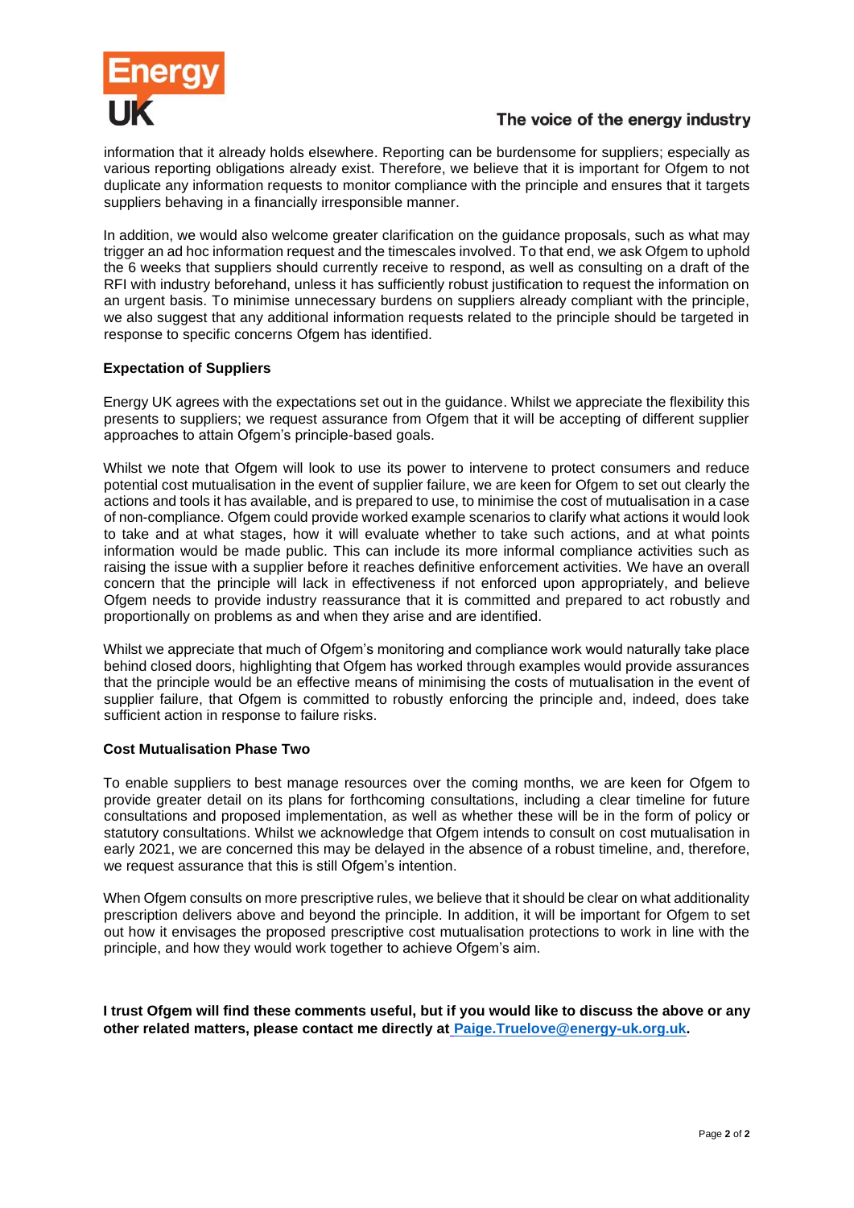information that it already holds elsewhere. Reporting can be burdensome for suppliers; especially as various reporting obligations already exist. Therefore, we believe that it is important for Ofgem to not duplicate any information requests to monitor compliance with the principle and ensures that it targets suppliers behaving in a financially irresponsible manner.

In addition, we would also welcome greater clarification on the guidance proposals, such as what may trigger an ad hoc information request and the timescales involved. To that end, we ask Ofgem to uphold the 6 weeks that suppliers should currently receive to respond, as well as consulting on a draft of the RFI with industry beforehand, unless it has sufficiently robust justification to request the information on an urgent basis. To minimise unnecessary burdens on suppliers already compliant with the principle, we also suggest that any additional information requests related to the principle should be targeted in response to specific concerns Ofgem has identified.

**Expectation of Suppliers**

Energy UK agrees with the expectations set out in the guidance. Whilst we appreciate the flexibility this presents to suppliers; we request assurance from Ofgem that it will be accepting of different supplier approaches to attain Ofgem's principle-based goals.

Whilst we note that Ofgem will look to use its power to intervene to protect consumers and reduce potential cost mutualisation in the event of supplier failure, we are keen for Ofgem to set out clearly the actions and tools it has available, and is prepared to use, to minimise the cost of mutualisation in a case of non-compliance. Ofgem could provide worked example scenarios to clarify what actions it would look to take and at what stages, how it will evaluate whether to take such actions, and at what points information would be made public. This can include its more informal compliance activities such as raising the issue with a supplier before it reaches definitive enforcement activities. We have an overall concern that the principle will lack in effectiveness if not enforced upon appropriately, and believe Ofgem needs to provide industry reassurance that it is committed and prepared to act robustly and proportionally on problems as and when they arise and are identified.

Whilst we appreciate that much of Ofgem's monitoring and compliance work would naturally take place behind closed doors, highlighting that Ofgem has worked through examples would provide assurances that the principle would be an effective means of minimising the costs of mutualisation in the event of supplier failure, that Ofgem is committed to robustly enforcing the principle and, indeed, does take sufficient action in response to failure risks.

**Cost Mutualisation Phase Two**

To enable suppliers to best manage resources over the coming months, we are keen for Ofgem to provide greater detail on its plans for forthcoming consultations, including a clear timeline for future consultations and proposed implementation, as well as whether these will be in the form of policy or statutory consultations. Whilst we acknowledge that Ofgem intends to consult on cost mutualisation in early 2021, we are concerned this may be delayed in the absence of a robust timeline, and, therefore, we request assurance that this is still Ofgem's intention.

When Ofgem consults on more prescriptive rules, we believe that it should be clear on what additionality prescription delivers above and beyond the principle. In addition, it will be important for Ofgem to set out how it envisages the proposed prescriptive cost mutualisation protections to work in line with the principle, and how they would work together to achieve Ofgem's aim.

**I trust Ofgem will find these comments useful, but if you would like to discuss the above or any other related matters, please contact me directly at Paige.Truelove@energy-uk.org.uk.**